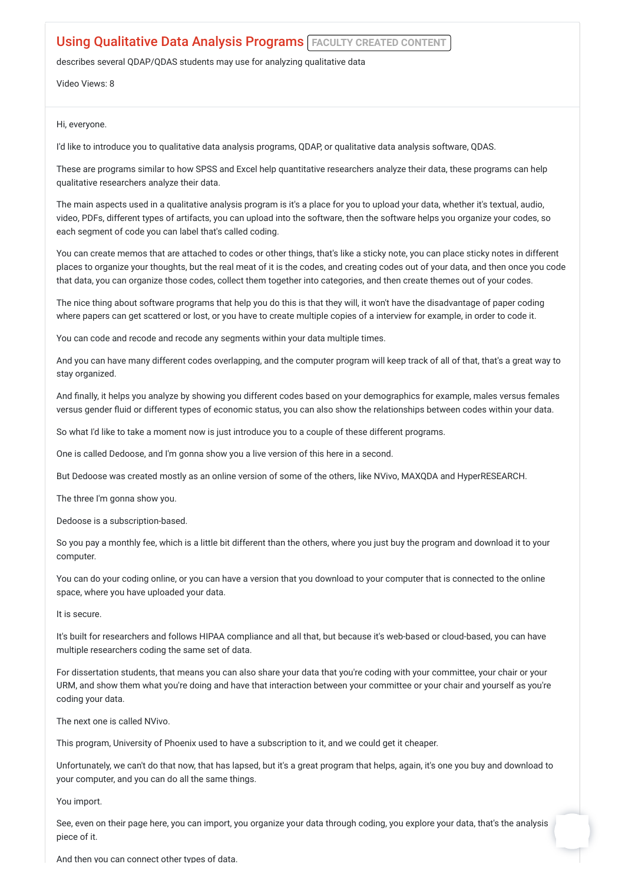# Using Qualitative Data Analysis Programs

FACULTY CREATED CONTENT

describes several QDAP/QDAS students may use for analyzing qualitative data

Video Views: 8

Hi, everyone.

I'd like to introduce you to qualitative data analysis programs, QDAP, or qualitative data analysis software, QDAS.

These are programs similar to how SPSS and Excel help quantitative researchers analyze their data, these programs can help qualitative researchers analyze their data.

The main aspects used in a qualitative analysis program is it's a place for you to upload your data, whether it's textual, audio, video, PDFs, different types of artifacts, you can upload into the software, then the software helps you organize your codes, so each segment of code you can label that's called coding.

You can create memos that are attached to codes or other things, that's like a sticky note, you can place sticky notes in different places to organize your thoughts, but the real meat of it is the codes, and creating codes out of your data, and then once you code that data, you can organize those codes, collect them together into categories, and then create themes out of your codes.

The nice thing about software programs that help you do this is that they will, it won't have the disadvantage of paper coding where papers can get scattered or lost, or you have to create multiple copies of a interview for example, in order to code it.

You can code and recode and recode any segments within your data multiple times.

And you can have many different codes overlapping, and the computer program will keep track of all of that, that's a great way to stay organized.

And finally, it helps you analyze by showing you different codes based on your demographics for example, males versus females versus gender fluid or different types of economic status, you can also show the relationships between codes within your data.

So what I'd like to take a moment now is just introduce you to a couple of these different programs.

One is called Dedoose, and I'm gonna show you a live version of this here in a second.

But Dedoose was created mostly as an online version of some of the others, like NVivo, MAXQDA and HyperRESEARCH.

The three I'm gonna show you.

Dedoose is a subscription-based.

So you pay a monthly fee, which is a little bit different than the others, where you just buy the program and download it to your computer.

You can do your coding online, or you can have a version that you download to your computer that is connected to the online space, where you have uploaded your data.

It is secure.

It's built for researchers and follows HIPAA compliance and all that, but because it's web-based or cloud-based, you can have multiple researchers coding the same set of data.

For dissertation students, that means you can also share your data that you're coding with your committee, your chair or your URM, and show them what you're doing and have that interaction between your committee or your chair and yourself as you're coding your data.

The next one is called NVivo.

This program, University of Phoenix used to have a subscription to it, and we could get it cheaper.

Unfortunately, we can't do that now, that has lapsed, but it's a great program that helps, again, it's one you buy and download to your computer, and you can do all the same things.

You import.

See, even on their page here, you can import, you organize your data through coding, you explore your data, that's the analysis piece of it.

And then you can connect other types of data.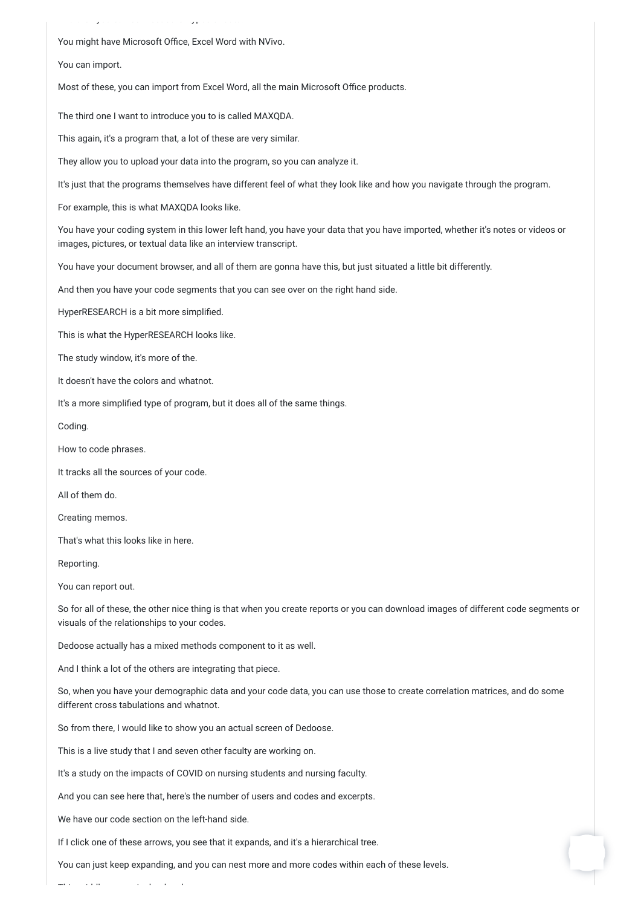You might have Microsoft Office, Excel Word with NVivo.

You can import.

Most of these, you can import from Excel Word, all the main Microsoft Office products.

The third one I want to introduce you to is called MAXQDA.

This again, it's a program that, a lot of these are very similar.

They allow you to upload your data into the program, so you can analyze it.

It's just that the programs themselves have different feel of what they look like and how you navigate through the program.

For example, this is what MAXQDA looks like.

You have your coding system in this lower left hand, you have your data that you have imported, whether it's notes or videos or images, pictures, or textual data like an interview transcript.

You have your document browser, and all of them are gonna have this, but just situated a little bit differently.

And then you have your code segments that you can see over on the right hand side.

HyperRESEARCH is a bit more simplified.

This is what the HyperRESEARCH looks like.

The study window, it's more of the.

It doesn't have the colors and whatnot.

It's a more simplified type of program, but it does all of the same things.

Coding.

How to code phrases.

It tracks all the sources of your code.

All of them do.

Creating memos.

That's what this looks like in here.

Reporting.

You can report out.

So for all of these, the other nice thing is that when you create reports or you can download images of different code segments or visuals of the relationships to your codes.

Dedoose actually has a mixed methods component to it as well.

And I think a lot of the others are integrating that piece.

So, when you have your demographic data and your code data, you can use those to create correlation matrices, and do some different cross tabulations and whatnot.

So from there, I would like to show you an actual screen of Dedoose.

This is a live study that I and seven other faculty are working on.

It's a study on the impacts of COVID on nursing students and nursing faculty.

And you can see here that, here's the number of users and codes and excerpts.

We have our code section on the left-hand side.

If I click one of these arrows, you see that it expands, and it's a hierarchical tree.

You can just keep expanding, and you can nest more and more codes within each of these levels.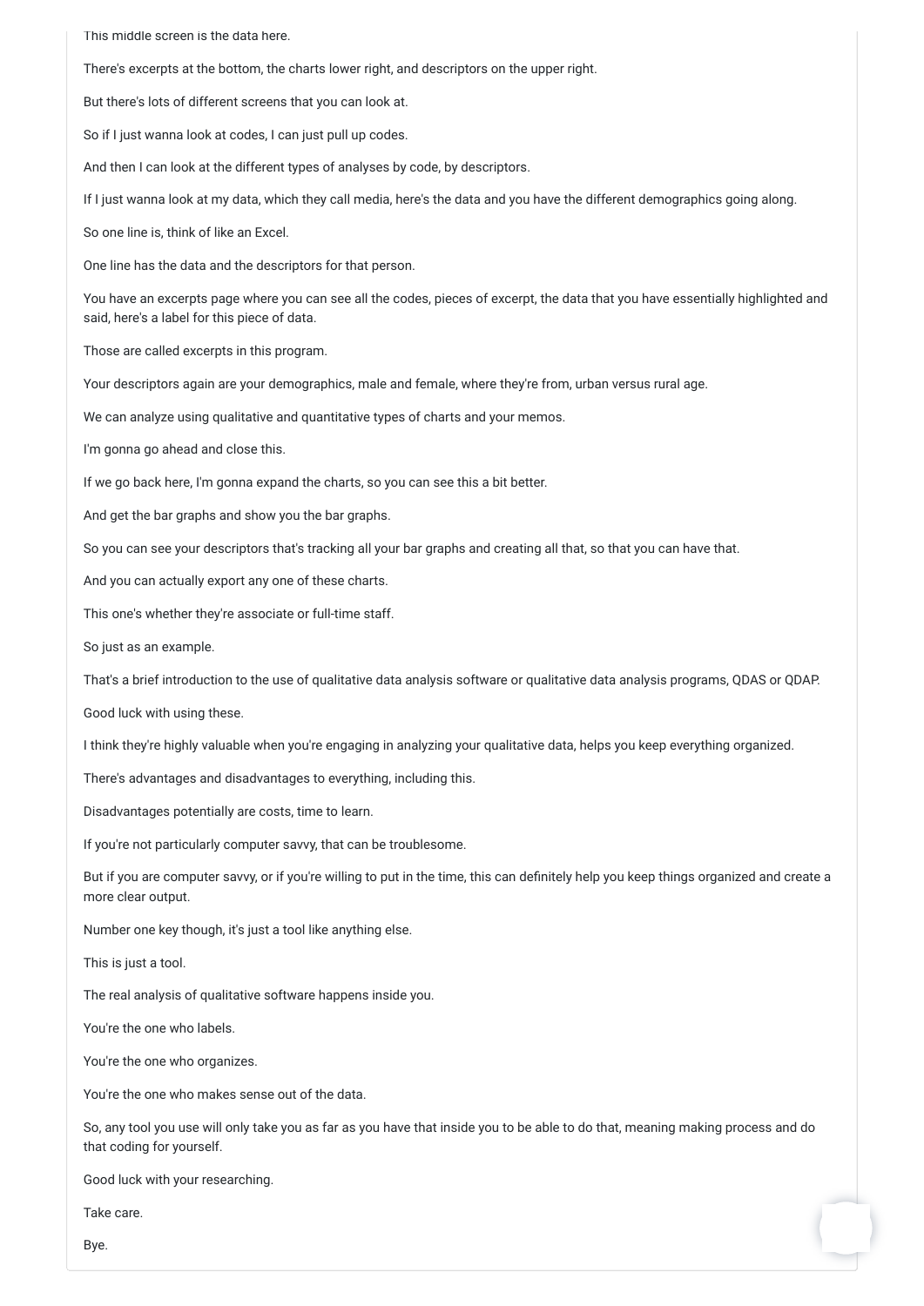This middle screen is the data here.

There's excerpts at the bottom, the charts lower right, and descriptors on the upper right.

But there's lots of different screens that you can look at.

So if I just wanna look at codes, I can just pull up codes.

And then I can look at the different types of analyses by code, by descriptors.

If I just wanna look at my data, which they call media, here's the data and you have the different demographics going along.

So one line is, think of like an Excel.

One line has the data and the descriptors for that person.

You have an excerpts page where you can see all the codes, pieces of excerpt, the data that you have essentially highlighted and said, here's a label for this piece of data.

Those are called excerpts in this program.

Your descriptors again are your demographics, male and female, where they're from, urban versus rural age.

We can analyze using qualitative and quantitative types of charts and your memos.

I'm gonna go ahead and close this.

If we go back here, I'm gonna expand the charts, so you can see this a bit better.

And get the bar graphs and show you the bar graphs.

So you can see your descriptors that's tracking all your bar graphs and creating all that, so that you can have that.

And you can actually export any one of these charts.

This one's whether they're associate or full-time staff.

So just as an example.

That's a brief introduction to the use of qualitative data analysis software or qualitative data analysis programs, QDAS or QDAP.

Good luck with using these.

I think they're highly valuable when you're engaging in analyzing your qualitative data, helps you keep everything organized.

There's advantages and disadvantages to everything, including this.

Disadvantages potentially are costs, time to learn.

If you're not particularly computer savvy, that can be troublesome.

But if you are computer savvy, or if you're willing to put in the time, this can definitely help you keep things organized and create a more clear output.

Number one key though, it's just a tool like anything else.

This is just a tool.

The real analysis of qualitative software happens inside you.

You're the one who labels.

You're the one who organizes.

You're the one who makes sense out of the data.

So, any tool you use will only take you as far as you have that inside you to be able to do that, meaning making process and do that coding for yourself.

Good luck with your researching.

Take care.

Bye.